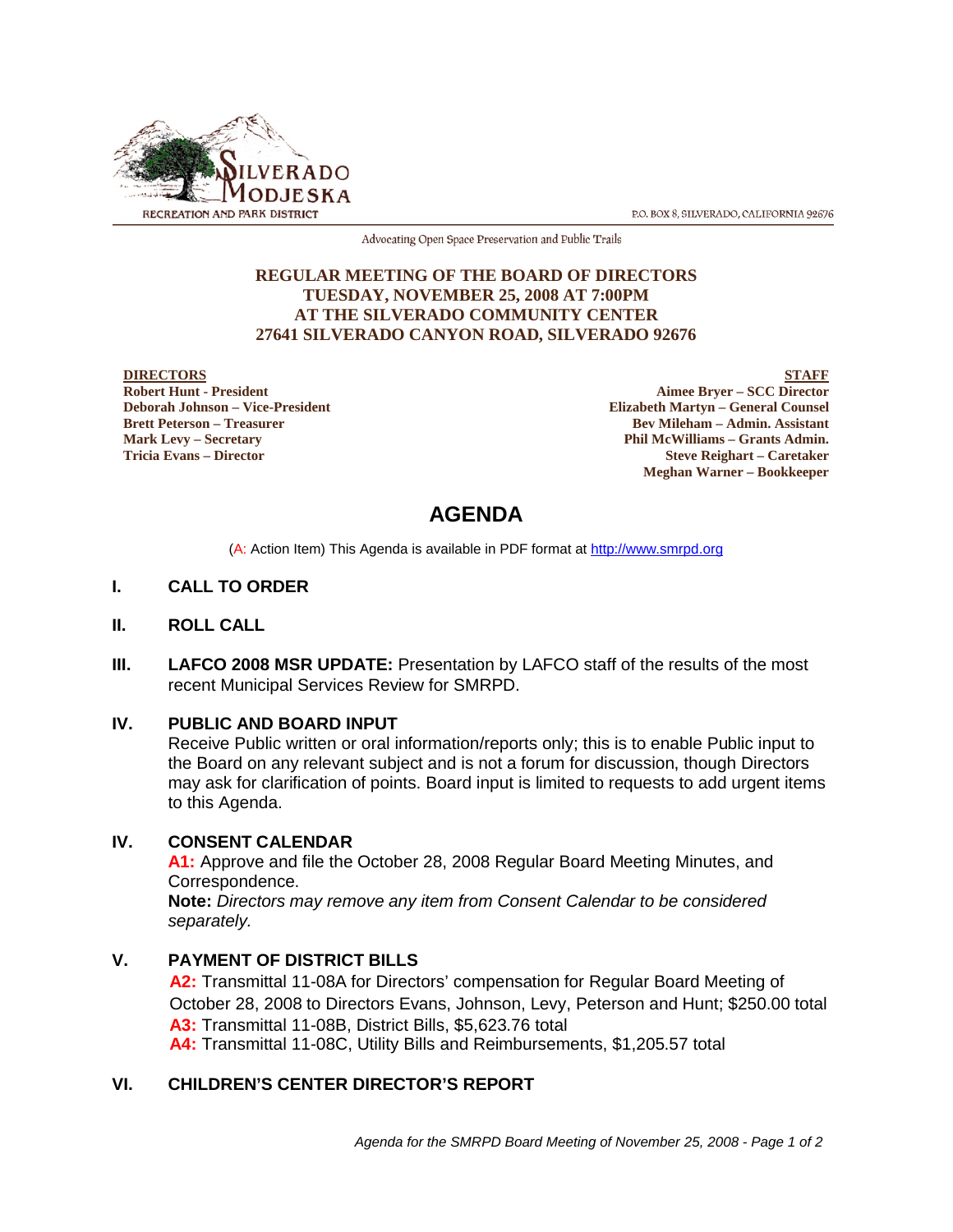SILVERADO MODJESKA RECREATION AND PARK DISTRICT

P.O. BOX 8, SILVERADO, CALIFORNIA 92676

Advocating Open Space Preservation and Public Trails

**REGULAR MEETING OF THE BOARD OF DIRECTORS**
**TUESDAY, NOVEMBER 25, 2008 AT 7:00PM**
**AT THE SILVERADO COMMUNITY CENTER**
**27641 SILVERADO CANYON ROAD, SILVERADO 92676**

**DIRECTORS**
**Robert Hunt - President**
**Deborah Johnson – Vice-President**
**Brett Peterson – Treasurer**
**Mark Levy – Secretary**
**Tricia Evans – Director**

**STAFF**
**Aimee Bryer – SCC Director**
**Elizabeth Martyn – General Counsel**
**Bev Mileham – Admin. Assistant**
**Phil McWilliams – Grants Admin.**
**Steve Reighart – Caretaker**
**Meghan Warner – Bookkeeper**

# AGENDA

(A: Action Item) This Agenda is available in PDF format at http://www.smrpd.org

## I. CALL TO ORDER

## II. ROLL CALL

## III. LAFCO 2008 MSR UPDATE:
Presentation by LAFCO staff of the results of the most recent Municipal Services Review for SMRPD.

## IV. PUBLIC AND BOARD INPUT
Receive Public written or oral information/reports only; this is to enable Public input to the Board on any relevant subject and is not a forum for discussion, though Directors may ask for clarification of points. Board input is limited to requests to add urgent items to this Agenda.

## IV. CONSENT CALENDAR
**A1:** Approve and file the October 28, 2008 Regular Board Meeting Minutes, and Correspondence.

**Note:** *Directors may remove any item from Consent Calendar to be considered separately.*

## V. PAYMENT OF DISTRICT BILLS
**A2:** Transmittal 11-08A for Directors' compensation for Regular Board Meeting of October 28, 2008 to Directors Evans, Johnson, Levy, Peterson and Hunt; $250.00 total

**A3:** Transmittal 11-08B, District Bills, $5,623.76 total

**A4:** Transmittal 11-08C, Utility Bills and Reimbursements, $1,205.57 total

## VI. CHILDREN'S CENTER DIRECTOR'S REPORT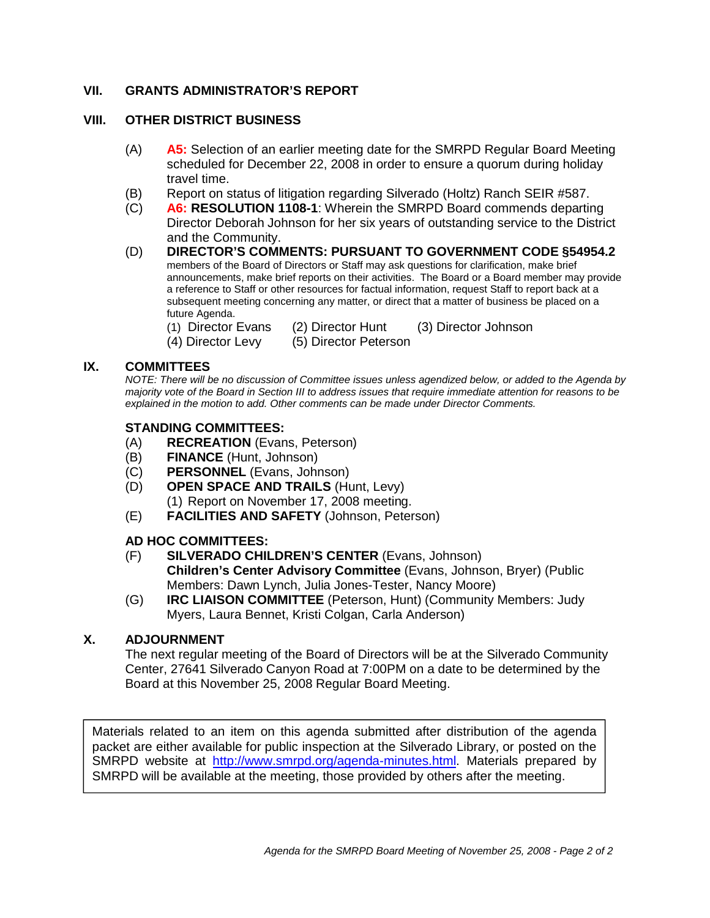## VII. GRANTS ADMINISTRATOR'S REPORT

## VIII. OTHER DISTRICT BUSINESS

(A) **A5:** Selection of an earlier meeting date for the SMRPD Regular Board Meeting scheduled for December 22, 2008 in order to ensure a quorum during holiday travel time.

(B) Report on status of litigation regarding Silverado (Holtz) Ranch SEIR #587.

(C) **A6: RESOLUTION 1108-1**: Wherein the SMRPD Board commends departing Director Deborah Johnson for her six years of outstanding service to the District and the Community.

(D) **DIRECTOR'S COMMENTS: PURSUANT TO GOVERNMENT CODE §54954.2** members of the Board of Directors or Staff may ask questions for clarification, make brief announcements, make brief reports on their activities. The Board or a Board member may provide a reference to Staff or other resources for factual information, request Staff to report back at a subsequent meeting concerning any matter, or direct that a matter of business be placed on a future Agenda.

(1) Director Evans (2) Director Hunt (3) Director Johnson
(4) Director Levy (5) Director Peterson

## IX. COMMITTEES

*NOTE: There will be no discussion of Committee issues unless agendized below, or added to the Agenda by majority vote of the Board in Section III to address issues that require immediate attention for reasons to be explained in the motion to add. Other comments can be made under Director Comments.*

### STANDING COMMITTEES:

(A) **RECREATION** (Evans, Peterson)

(B) **FINANCE** (Hunt, Johnson)

(C) **PERSONNEL** (Evans, Johnson)

(D) **OPEN SPACE AND TRAILS** (Hunt, Levy)
(1) Report on November 17, 2008 meeting.

(E) **FACILITIES AND SAFETY** (Johnson, Peterson)

### AD HOC COMMITTEES:

(F) **SILVERADO CHILDREN'S CENTER** (Evans, Johnson)
**Children's Center Advisory Committee** (Evans, Johnson, Bryer) (Public Members: Dawn Lynch, Julia Jones-Tester, Nancy Moore)

(G) **IRC LIAISON COMMITTEE** (Peterson, Hunt) (Community Members: Judy Myers, Laura Bennet, Kristi Colgan, Carla Anderson)

## X. ADJOURNMENT

The next regular meeting of the Board of Directors will be at the Silverado Community Center, 27641 Silverado Canyon Road at 7:00PM on a date to be determined by the Board at this November 25, 2008 Regular Board Meeting.

> Materials related to an item on this agenda submitted after distribution of the agenda packet are either available for public inspection at the Silverado Library, or posted on the SMRPD website at http://www.smrpd.org/agenda-minutes.html. Materials prepared by SMRPD will be available at the meeting, those provided by others after the meeting.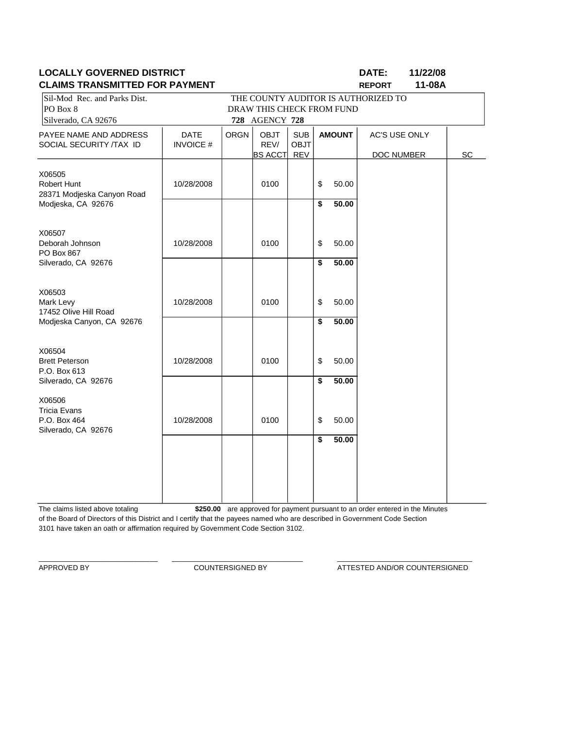**LOCALLY GOVERNED DISTRICT** **DATE: 11/22/08**

**CLAIMS TRANSMITTED FOR PAYMENT** **REPORT 11-08A**

Sil-Mod Rec. and Parks Dist.
PO Box 8
Silverado, CA 92676

THE COUNTY AUDITOR IS AUTHORIZED TO DRAW THIS CHECK FROM FUND **728** AGENCY **728**

| PAYEE NAME AND ADDRESS SOCIAL SECURITY /TAX ID | DATE INVOICE # | ORGN | OBJT REV/ BS ACCT | SUB OBJT REV | AMOUNT | AC'S USE ONLY DOC NUMBER | SC |
|---|---|---|---|---|---|---|---|
| X06505 Robert Hunt 28371 Modjeska Canyon Road Modjeska, CA 92676 | 10/28/2008 | | 0100 | | $ 50.00 | | |
| | | | | | **$ 50.00** | | |
| X06507 Deborah Johnson PO Box 867 Silverado, CA 92676 | 10/28/2008 | | 0100 | | $ 50.00 | | |
| | | | | | **$ 50.00** | | |
| X06503 Mark Levy 17452 Olive Hill Road Modjeska Canyon, CA 92676 | 10/28/2008 | | 0100 | | $ 50.00 | | |
| | | | | | **$ 50.00** | | |
| X06504 Brett Peterson P.O. Box 613 Silverado, CA 92676 | 10/28/2008 | | 0100 | | $ 50.00 | | |
| | | | | | **$ 50.00** | | |
| X06506 Tricia Evans P.O. Box 464 Silverado, CA 92676 | 10/28/2008 | | 0100 | | $ 50.00 | | |
| | | | | | **$ 50.00** | | |

The claims listed above totaling **$250.00** are approved for payment pursuant to an order entered in the Minutes of the Board of Directors of this District and I certify that the payees named who are described in Government Code Section 3101 have taken an oath or affirmation required by Government Code Section 3102.

______________________________ APPROVED BY

______________________________ COUNTERSIGNED BY

______________________________ ATTESTED AND/OR COUNTERSIGNED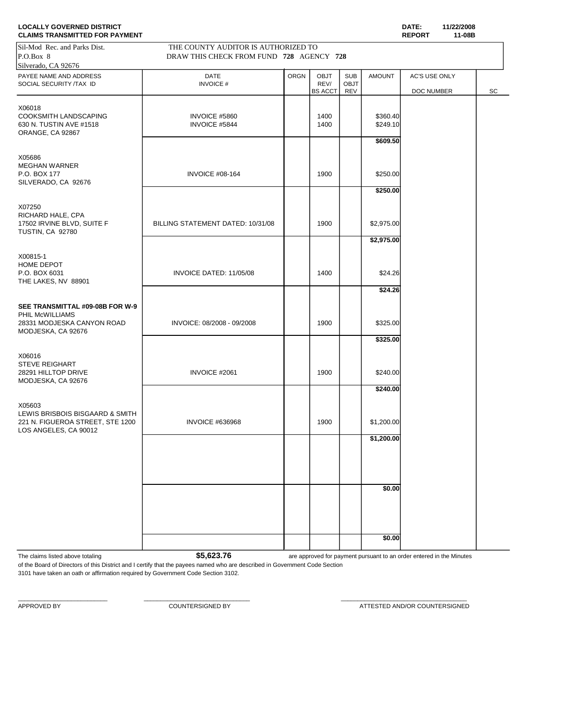**LOCALLY GOVERNED DISTRICT**
**CLAIMS TRANSMITTED FOR PAYMENT**

**DATE:** 11/22/2008
**REPORT** 11-08B

Sil-Mod Rec. and Parks Dist.
P.O.Box 8
Silverado, CA 92676

THE COUNTY AUDITOR IS AUTHORIZED TO
DRAW THIS CHECK FROM FUND **728** AGENCY **728**

| PAYEE NAME AND ADDRESS SOCIAL SECURITY /TAX ID | DATE INVOICE # | ORGN | OBJT REV/ BS ACCT | SUB OBJT REV | AMOUNT | AC'S USE ONLY DOC NUMBER | SC |
|---|---|---|---|---|---|---|---|
| X06018 COOKSMITH LANDSCAPING 630 N. TUSTIN AVE #1518 ORANGE, CA 92867 | INVOICE #5860 | | 1400 | | $360.40 | | |
| | INVOICE #5844 | | 1400 | | $249.10 | | |
| | | | | | **$609.50** | | |
| X05686 MEGHAN WARNER P.O. BOX 177 SILVERADO, CA 92676 | INVOICE #08-164 | | 1900 | | $250.00 | | |
| | | | | | **$250.00** | | |
| X07250 RICHARD HALE, CPA 17502 IRVINE BLVD, SUITE F TUSTIN, CA 92780 | BILLING STATEMENT DATED: 10/31/08 | | 1900 | | $2,975.00 | | |
| | | | | | **$2,975.00** | | |
| X00815-1 HOME DEPOT P.O. BOX 6031 THE LAKES, NV 88901 | INVOICE DATED: 11/05/08 | | 1400 | | $24.26 | | |
| | | | | | **$24.26** | | |
| **SEE TRANSMITTAL #09-08B FOR W-9** PHIL McWILLIAMS 28331 MODJESKA CANYON ROAD MODJESKA, CA 92676 | INVOICE: 08/2008 - 09/2008 | | 1900 | | $325.00 | | |
| | | | | | **$325.00** | | |
| X06016 STEVE REIGHART 28291 HILLTOP DRIVE MODJESKA, CA 92676 | INVOICE #2061 | | 1900 | | $240.00 | | |
| | | | | | **$240.00** | | |
| X05603 LEWIS BRISBOIS BISGAARD & SMITH 221 N. FIGUEROA STREET, STE 1200 LOS ANGELES, CA 90012 | INVOICE #636968 | | 1900 | | $1,200.00 | | |
| | | | | | **$1,200.00** | | |
| | | | | | **$0.00** | | |
| | | | | | **$0.00** | | |

The claims listed above totaling **$5,623.76** are approved for payment pursuant to an order entered in the Minutes of the Board of Directors of this District and I certify that the payees named who are described in Government Code Section 3101 have taken an oath or affirmation required by Government Code Section 3102.

APPROVED BY ____________________ COUNTERSIGNED BY ____________________ ATTESTED AND/OR COUNTERSIGNED ____________________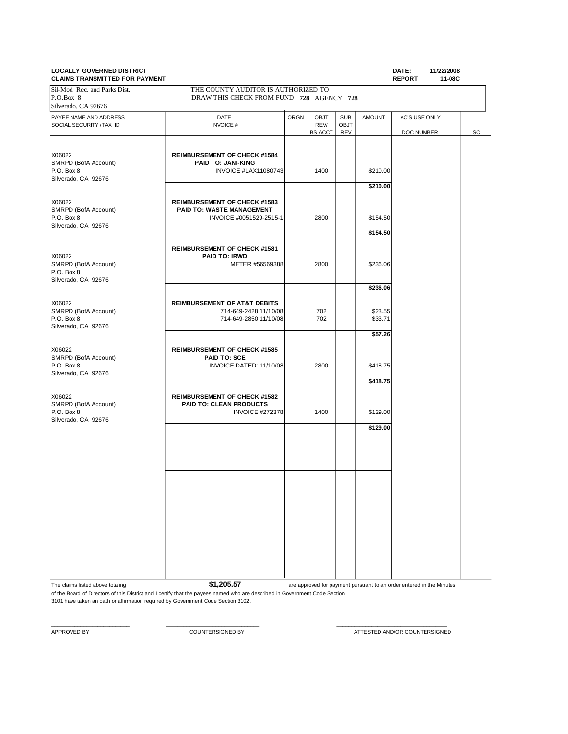**LOCALLY GOVERNED DISTRICT**
**CLAIMS TRANSMITTED FOR PAYMENT**

**DATE:** **11/22/2008**
**REPORT** **11-08C**

Sil-Mod Rec. and Parks Dist.
P.O.Box 8
Silverado, CA 92676

THE COUNTY AUDITOR IS AUTHORIZED TO
DRAW THIS CHECK FROM FUND **728** AGENCY **728**

| PAYEE NAME AND ADDRESS SOCIAL SECURITY /TAX ID | DATE INVOICE # | ORGN | OBJT REV/ BS ACCT | SUB OBJT REV | AMOUNT | AC'S USE ONLY DOC NUMBER | SC |
|---|---|---|---|---|---|---|---|
| X06022<br>SMRPD (BofA Account)<br>P.O. Box 8<br>Silverado, CA 92676 | **REIMBURSEMENT OF CHECK #1584**<br>**PAID TO: JANI-KING**<br>INVOICE #LAX11080743 | | 1400 | | $210.00 | | |
| | | | | | **$210.00** | | |
| X06022<br>SMRPD (BofA Account)<br>P.O. Box 8<br>Silverado, CA 92676 | **REIMBURSEMENT OF CHECK #1583**<br>**PAID TO: WASTE MANAGEMENT**<br>INVOICE #0051529-2515-1 | | 2800 | | $154.50 | | |
| | | | | | **$154.50** | | |
| X06022<br>SMRPD (BofA Account)<br>P.O. Box 8<br>Silverado, CA 92676 | **REIMBURSEMENT OF CHECK #1581**<br>**PAID TO: IRWD**<br>METER #56569388 | | 2800 | | $236.06 | | |
| | | | | | **$236.06** | | |
| X06022<br>SMRPD (BofA Account)<br>P.O. Box 8<br>Silverado, CA 92676 | **REIMBURSEMENT OF AT&T DEBITS**<br>714-649-2428 11/10/08<br>714-649-2850 11/10/08 | | 702<br>702 | | $23.55<br>$33.71 | | |
| | | | | | **$57.26** | | |
| X06022<br>SMRPD (BofA Account)<br>P.O. Box 8<br>Silverado, CA 92676 | **REIMBURSEMENT OF CHECK #1585**<br>**PAID TO: SCE**<br>INVOICE DATED: 11/10/08 | | 2800 | | $418.75 | | |
| | | | | | **$418.75** | | |
| X06022<br>SMRPD (BofA Account)<br>P.O. Box 8<br>Silverado, CA 92676 | **REIMBURSEMENT OF CHECK #1582**<br>**PAID TO: CLEAN PRODUCTS**<br>INVOICE #272378 | | 1400 | | $129.00 | | |
| | | | | | **$129.00** | | |

The claims listed above totaling **$1,205.57** are approved for payment pursuant to an order entered in the Minutes of the Board of Directors of this District and I certify that the payees named who are described in Government Code Section 3101 have taken an oath or affirmation required by Government Code Section 3102.

\_\_\_\_\_\_\_\_\_\_\_\_\_\_\_\_\_\_\_\_\_\_\_\_ \_\_\_\_\_\_\_\_\_\_\_\_\_\_\_\_\_\_\_\_\_\_\_\_\_\_\_\_ \_\_\_\_\_\_\_\_\_\_\_\_\_\_\_\_\_\_\_\_\_\_\_\_\_\_\_\_\_\_\_\_\_\_
APPROVED BY COUNTERSIGNED BY ATTESTED AND/OR COUNTERSIGNED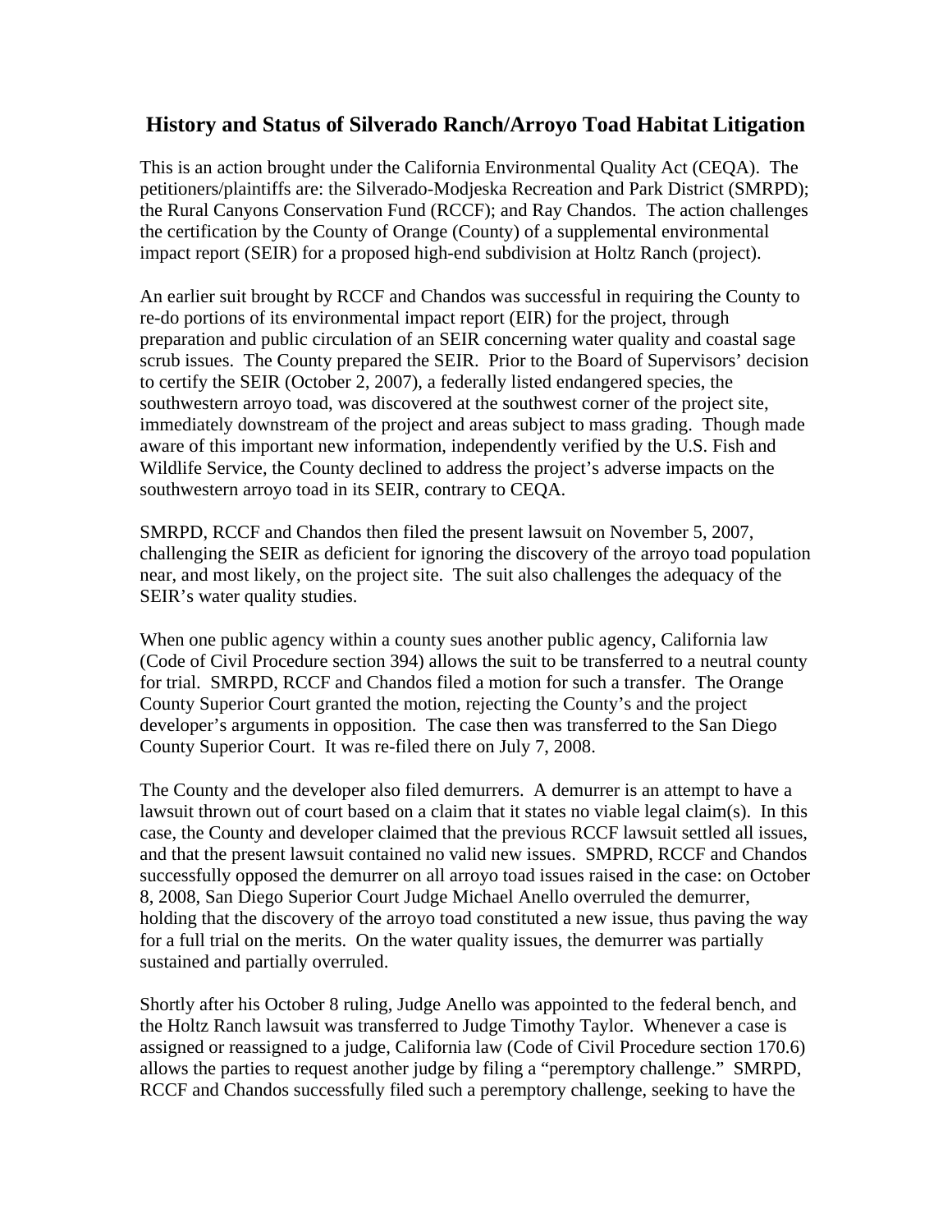# History and Status of Silverado Ranch/Arroyo Toad Habitat Litigation

This is an action brought under the California Environmental Quality Act (CEQA). The petitioners/plaintiffs are: the Silverado-Modjeska Recreation and Park District (SMRPD); the Rural Canyons Conservation Fund (RCCF); and Ray Chandos. The action challenges the certification by the County of Orange (County) of a supplemental environmental impact report (SEIR) for a proposed high-end subdivision at Holtz Ranch (project).

An earlier suit brought by RCCF and Chandos was successful in requiring the County to re-do portions of its environmental impact report (EIR) for the project, through preparation and public circulation of an SEIR concerning water quality and coastal sage scrub issues. The County prepared the SEIR. Prior to the Board of Supervisors' decision to certify the SEIR (October 2, 2007), a federally listed endangered species, the southwestern arroyo toad, was discovered at the southwest corner of the project site, immediately downstream of the project and areas subject to mass grading. Though made aware of this important new information, independently verified by the U.S. Fish and Wildlife Service, the County declined to address the project's adverse impacts on the southwestern arroyo toad in its SEIR, contrary to CEQA.

SMRPD, RCCF and Chandos then filed the present lawsuit on November 5, 2007, challenging the SEIR as deficient for ignoring the discovery of the arroyo toad population near, and most likely, on the project site. The suit also challenges the adequacy of the SEIR's water quality studies.

When one public agency within a county sues another public agency, California law (Code of Civil Procedure section 394) allows the suit to be transferred to a neutral county for trial. SMRPD, RCCF and Chandos filed a motion for such a transfer. The Orange County Superior Court granted the motion, rejecting the County's and the project developer's arguments in opposition. The case then was transferred to the San Diego County Superior Court. It was re-filed there on July 7, 2008.

The County and the developer also filed demurrers. A demurrer is an attempt to have a lawsuit thrown out of court based on a claim that it states no viable legal claim(s). In this case, the County and developer claimed that the previous RCCF lawsuit settled all issues, and that the present lawsuit contained no valid new issues. SMPRD, RCCF and Chandos successfully opposed the demurrer on all arroyo toad issues raised in the case: on October 8, 2008, San Diego Superior Court Judge Michael Anello overruled the demurrer, holding that the discovery of the arroyo toad constituted a new issue, thus paving the way for a full trial on the merits. On the water quality issues, the demurrer was partially sustained and partially overruled.

Shortly after his October 8 ruling, Judge Anello was appointed to the federal bench, and the Holtz Ranch lawsuit was transferred to Judge Timothy Taylor. Whenever a case is assigned or reassigned to a judge, California law (Code of Civil Procedure section 170.6) allows the parties to request another judge by filing a "peremptory challenge." SMRPD, RCCF and Chandos successfully filed such a peremptory challenge, seeking to have the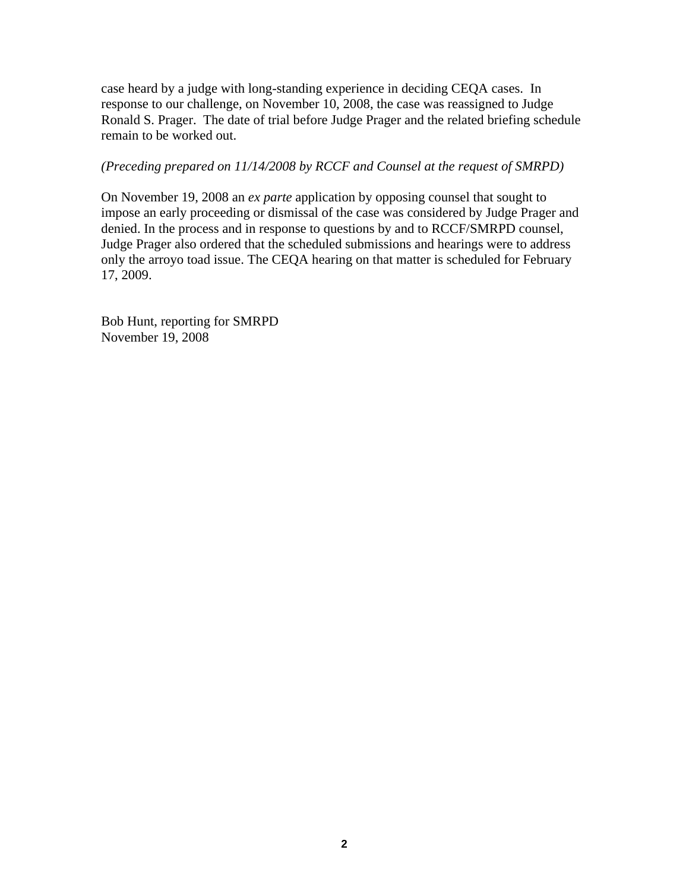case heard by a judge with long-standing experience in deciding CEQA cases. In response to our challenge, on November 10, 2008, the case was reassigned to Judge Ronald S. Prager. The date of trial before Judge Prager and the related briefing schedule remain to be worked out.

*(Preceding prepared on 11/14/2008 by RCCF and Counsel at the request of SMRPD)*

On November 19, 2008 an *ex parte* application by opposing counsel that sought to impose an early proceeding or dismissal of the case was considered by Judge Prager and denied. In the process and in response to questions by and to RCCF/SMRPD counsel, Judge Prager also ordered that the scheduled submissions and hearings were to address only the arroyo toad issue. The CEQA hearing on that matter is scheduled for February 17, 2009.

Bob Hunt, reporting for SMRPD
November 19, 2008